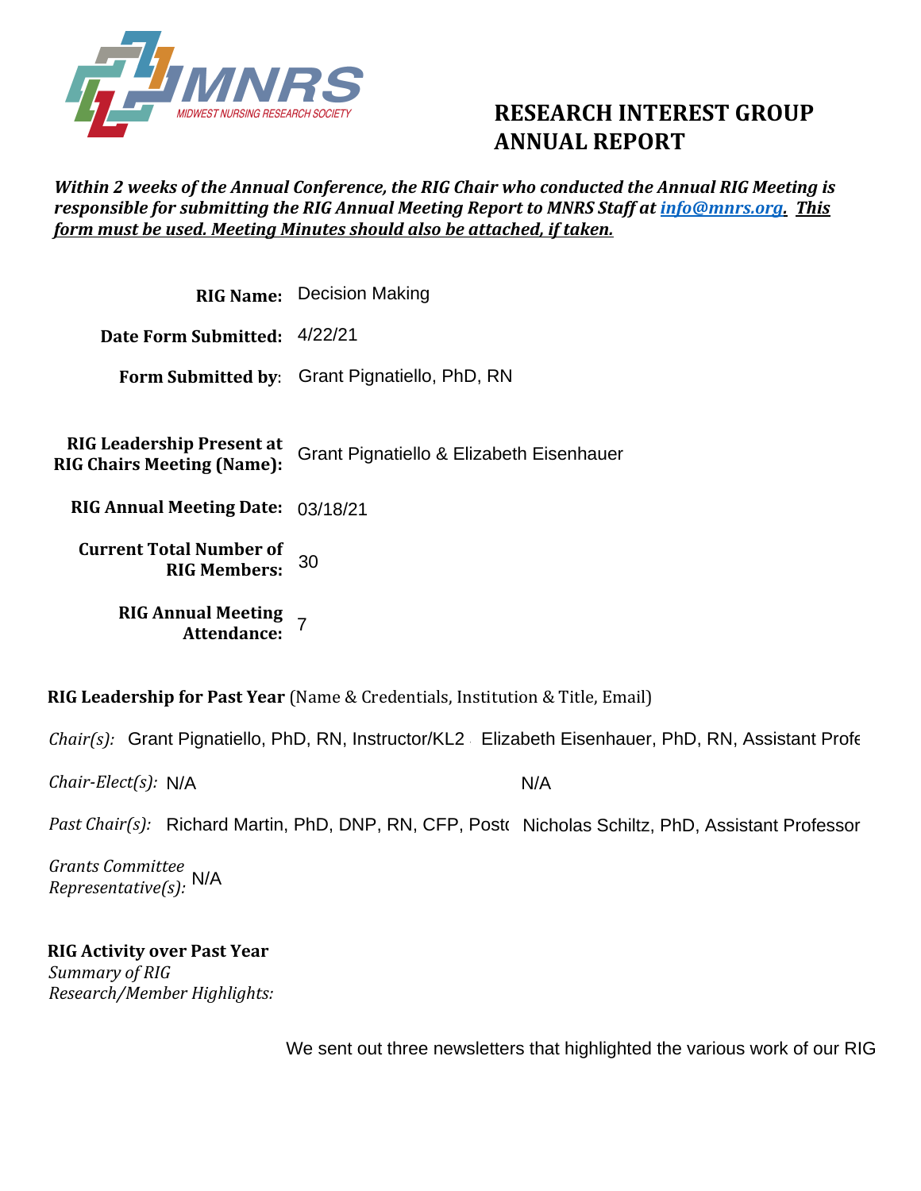MNRS
MIDWEST NURSING RESEARCH SOCIETY

# RESEARCH INTEREST GROUP ANNUAL REPORT

***Within 2 weeks of the Annual Conference, the RIG Chair who conducted the Annual RIG Meeting is responsible for submitting the RIG Annual Meeting Report to MNRS Staff at info@mnrs.org. This form must be used. Meeting Minutes should also be attached, if taken.***

**RIG Name:** Decision Making

**Date Form Submitted:** 4/22/21

**Form Submitted by:** Grant Pignatiello, PhD, RN

**RIG Leadership Present at RIG Chairs Meeting (Name):** Grant Pignatiello & Elizabeth Eisenhauer

**RIG Annual Meeting Date:** 03/18/21

**Current Total Number of RIG Members:** 30

**RIG Annual Meeting Attendance:** 7

**RIG Leadership for Past Year** (Name & Credentials, Institution & Title, Email)

*Chair(s):* Grant Pignatiello, PhD, RN, Instructor/KL2 | Elizabeth Eisenhauer, PhD, RN, Assistant Profe

*Chair-Elect(s):* N/A | N/A

*Past Chair(s):* Richard Martin, PhD, DNP, RN, CFP, Postc | Nicholas Schiltz, PhD, Assistant Professor

*Grants Committee Representative(s):* N/A

**RIG Activity over Past Year**

*Summary of RIG Research/Member Highlights:*

We sent out three newsletters that highlighted the various work of our RIG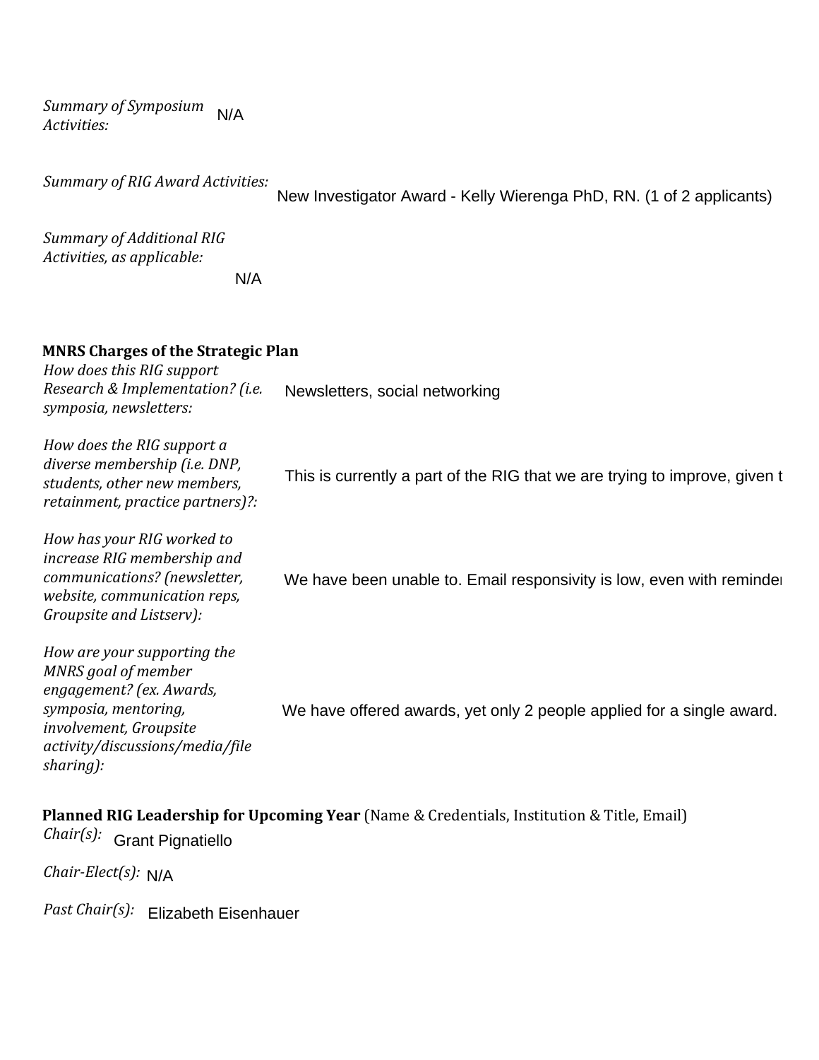*Summary of Symposium Activities:* N/A

*Summary of RIG Award Activities:* New Investigator Award - Kelly Wierenga PhD, RN. (1 of 2 applicants)

*Summary of Additional RIG Activities, as applicable:* N/A

**MNRS Charges of the Strategic Plan**

*How does this RIG support Research & Implementation? (i.e. symposia, newsletters:* Newsletters, social networking

*How does the RIG support a diverse membership (i.e. DNP, students, other new members, retainment, practice partners)?:* This is currently a part of the RIG that we are trying to improve, given t

*How has your RIG worked to increase RIG membership and communications? (newsletter, website, communication reps, Groupsite and Listserv):* We have been unable to. Email responsivity is low, even with reminder

*How are your supporting the MNRS goal of member engagement? (ex. Awards, symposia, mentoring, involvement, Groupsite activity/discussions/media/file sharing):* We have offered awards, yet only 2 people applied for a single award.

**Planned RIG Leadership for Upcoming Year** (Name & Credentials, Institution & Title, Email)

*Chair(s):* Grant Pignatiello

*Chair-Elect(s):* N/A

*Past Chair(s):* Elizabeth Eisenhauer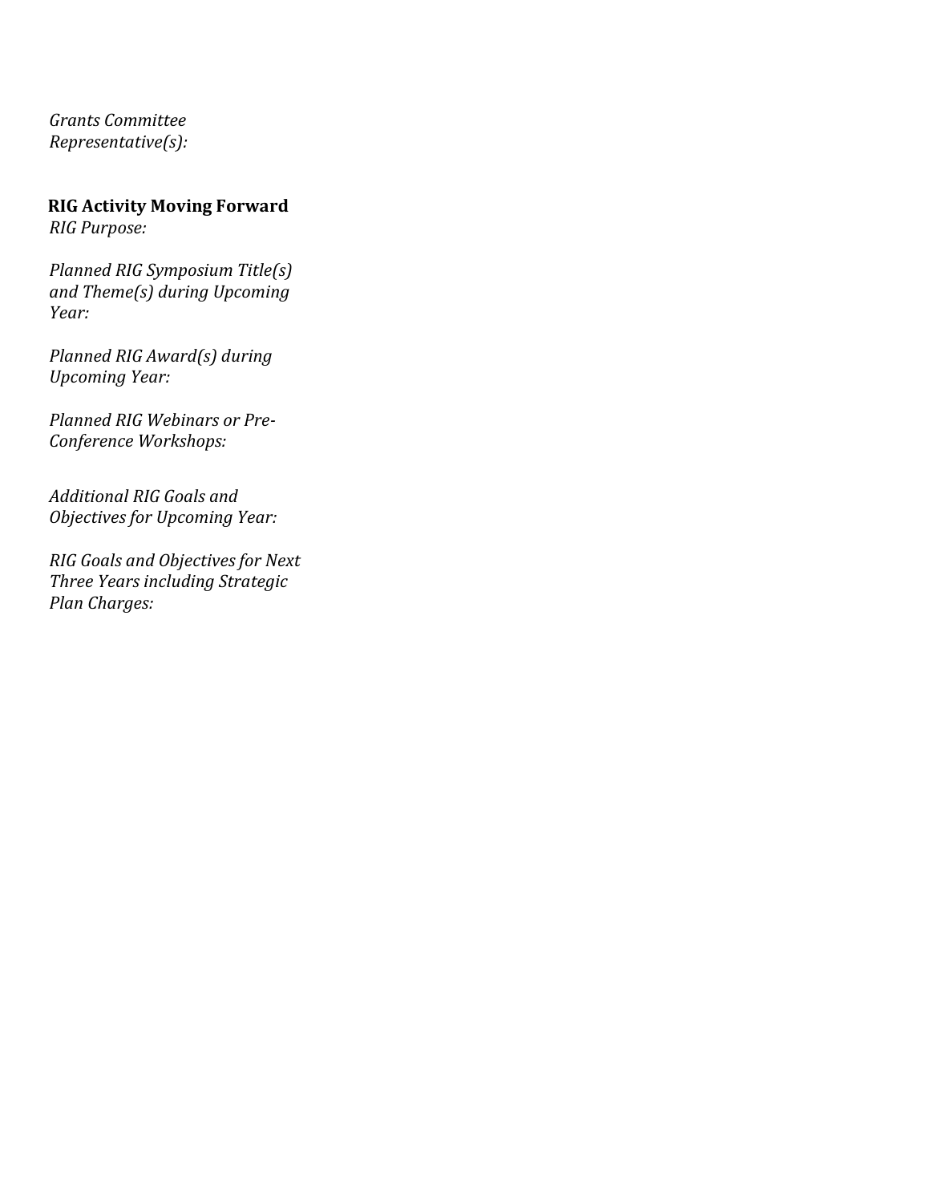*Grants Committee Representative(s):*

**RIG Activity Moving Forward**

*RIG Purpose:*

*Planned RIG Symposium Title(s) and Theme(s) during Upcoming Year:*

*Planned RIG Award(s) during Upcoming Year:*

*Planned RIG Webinars or Pre-Conference Workshops:*

*Additional RIG Goals and Objectives for Upcoming Year:*

*RIG Goals and Objectives for Next Three Years including Strategic Plan Charges:*